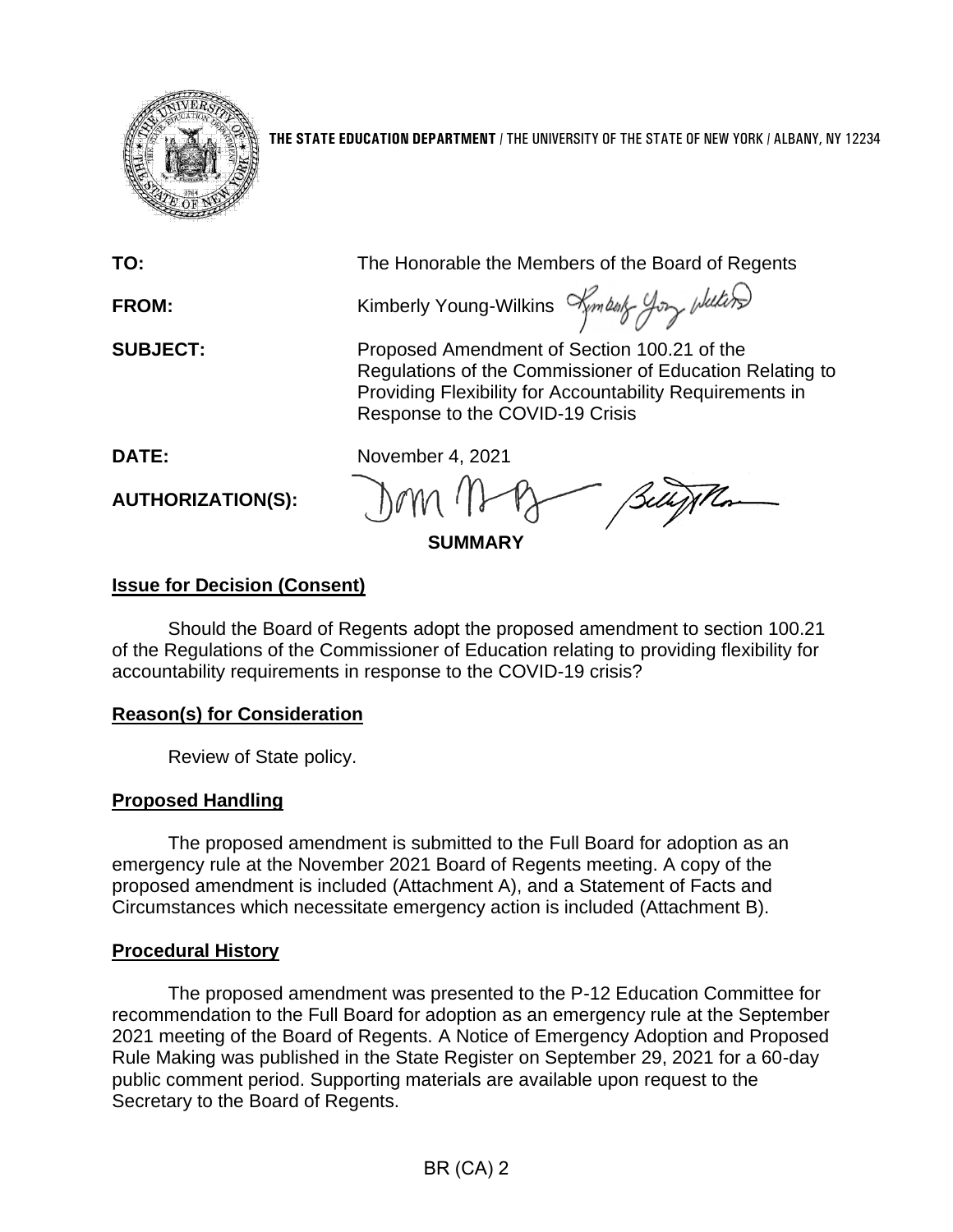**THE STATE EDUCATION DEPARTMENT** / THE UNIVERSITY OF THE STATE OF NEW YORK / ALBANY, NY 12234

| | |
|---|---|
| **TO:** | The Honorable the Members of the Board of Regents |
| **FROM:** | Kimberly Young-Wilkins |
| **SUBJECT:** | Proposed Amendment of Section 100.21 of the Regulations of the Commissioner of Education Relating to Providing Flexibility for Accountability Requirements in Response to the COVID-19 Crisis |
| **DATE:** | November 4, 2021 |
| **AUTHORIZATION(S):** | |

**SUMMARY**

## Issue for Decision (Consent)

Should the Board of Regents adopt the proposed amendment to section 100.21 of the Regulations of the Commissioner of Education relating to providing flexibility for accountability requirements in response to the COVID-19 crisis?

## Reason(s) for Consideration

Review of State policy.

## Proposed Handling

The proposed amendment is submitted to the Full Board for adoption as an emergency rule at the November 2021 Board of Regents meeting. A copy of the proposed amendment is included (Attachment A), and a Statement of Facts and Circumstances which necessitate emergency action is included (Attachment B).

## Procedural History

The proposed amendment was presented to the P-12 Education Committee for recommendation to the Full Board for adoption as an emergency rule at the September 2021 meeting of the Board of Regents. A Notice of Emergency Adoption and Proposed Rule Making was published in the State Register on September 29, 2021 for a 60-day public comment period. Supporting materials are available upon request to the Secretary to the Board of Regents.

BR (CA) 2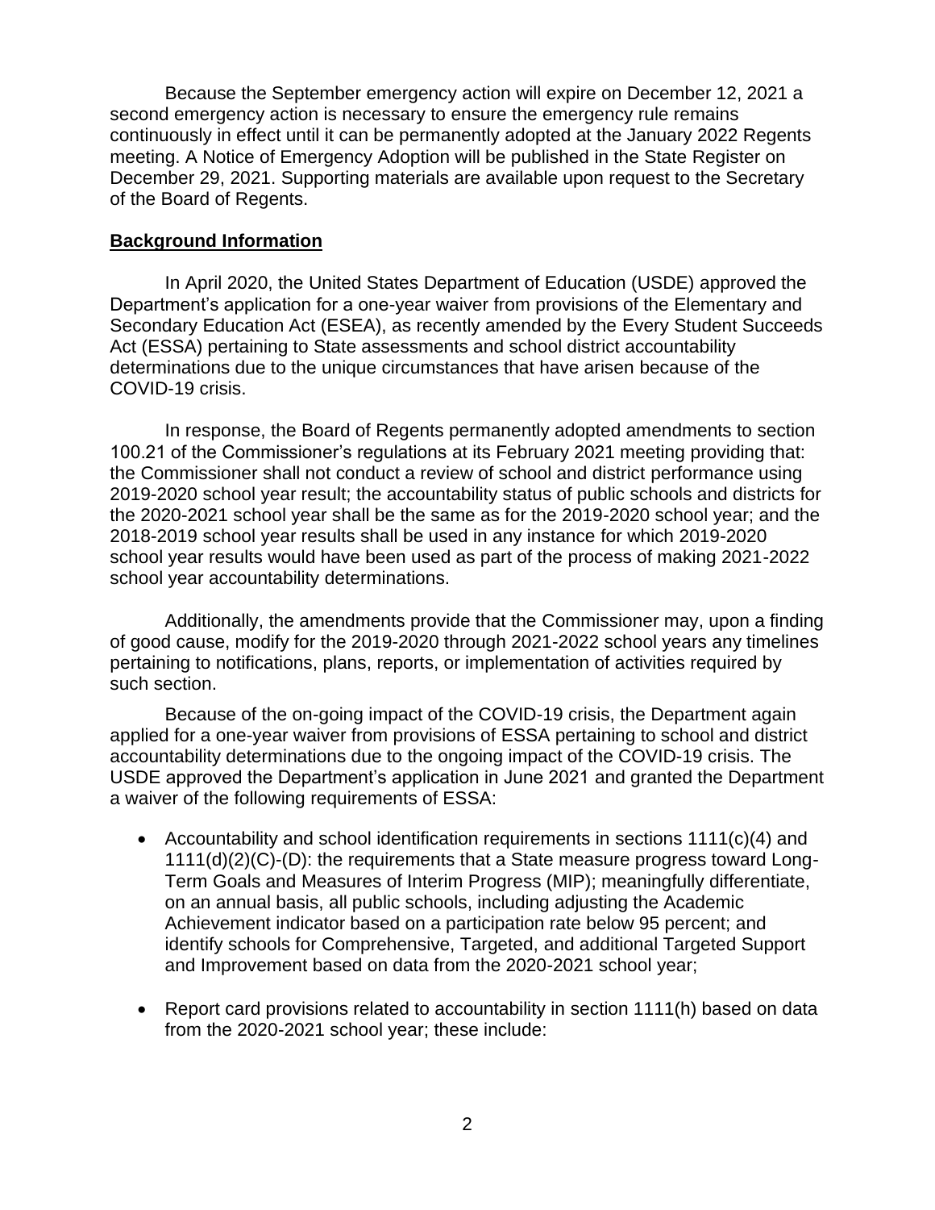Because the September emergency action will expire on December 12, 2021 a second emergency action is necessary to ensure the emergency rule remains continuously in effect until it can be permanently adopted at the January 2022 Regents meeting. A Notice of Emergency Adoption will be published in the State Register on December 29, 2021. Supporting materials are available upon request to the Secretary of the Board of Regents.

## Background Information

In April 2020, the United States Department of Education (USDE) approved the Department's application for a one-year waiver from provisions of the Elementary and Secondary Education Act (ESEA), as recently amended by the Every Student Succeeds Act (ESSA) pertaining to State assessments and school district accountability determinations due to the unique circumstances that have arisen because of the COVID-19 crisis.

In response, the Board of Regents permanently adopted amendments to section 100.21 of the Commissioner's regulations at its February 2021 meeting providing that: the Commissioner shall not conduct a review of school and district performance using 2019-2020 school year result; the accountability status of public schools and districts for the 2020-2021 school year shall be the same as for the 2019-2020 school year; and the 2018-2019 school year results shall be used in any instance for which 2019-2020 school year results would have been used as part of the process of making 2021-2022 school year accountability determinations.

Additionally, the amendments provide that the Commissioner may, upon a finding of good cause, modify for the 2019-2020 through 2021-2022 school years any timelines pertaining to notifications, plans, reports, or implementation of activities required by such section.

Because of the on-going impact of the COVID-19 crisis, the Department again applied for a one-year waiver from provisions of ESSA pertaining to school and district accountability determinations due to the ongoing impact of the COVID-19 crisis. The USDE approved the Department's application in June 2021 and granted the Department a waiver of the following requirements of ESSA:

- Accountability and school identification requirements in sections 1111(c)(4) and 1111(d)(2)(C)-(D): the requirements that a State measure progress toward Long-Term Goals and Measures of Interim Progress (MIP); meaningfully differentiate, on an annual basis, all public schools, including adjusting the Academic Achievement indicator based on a participation rate below 95 percent; and identify schools for Comprehensive, Targeted, and additional Targeted Support and Improvement based on data from the 2020-2021 school year;

- Report card provisions related to accountability in section 1111(h) based on data from the 2020-2021 school year; these include: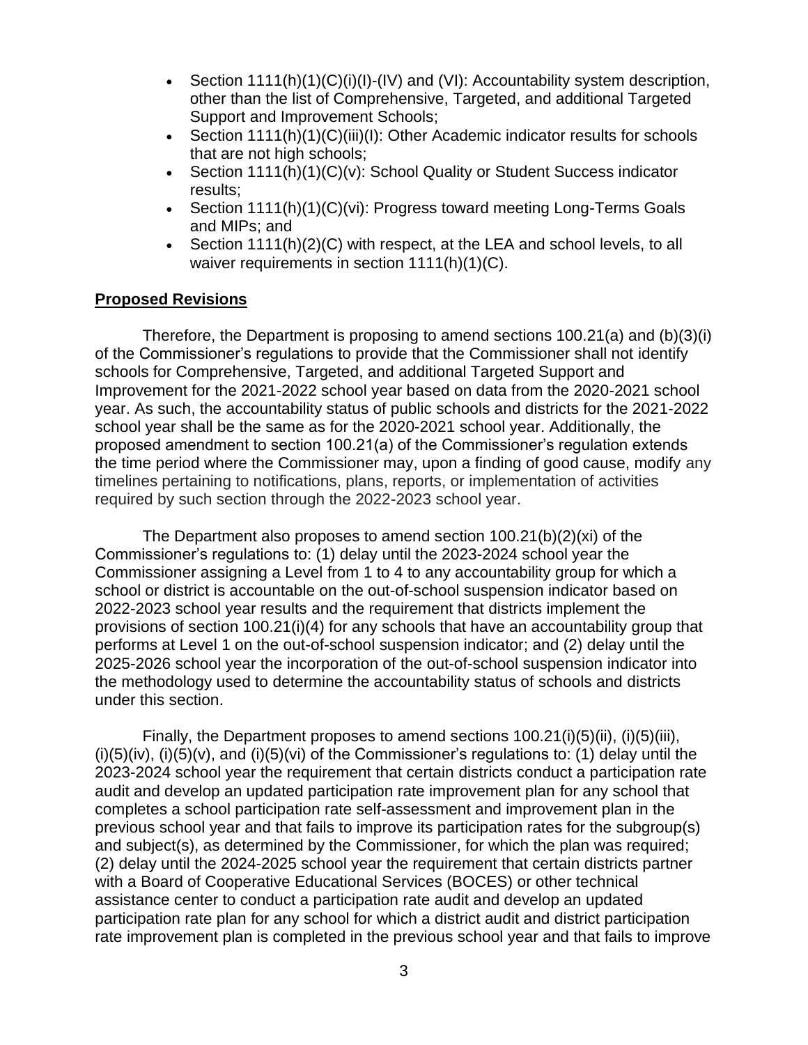- Section 1111(h)(1)(C)(i)(I)-(IV) and (VI): Accountability system description, other than the list of Comprehensive, Targeted, and additional Targeted Support and Improvement Schools;
- Section 1111(h)(1)(C)(iii)(I): Other Academic indicator results for schools that are not high schools;
- Section 1111(h)(1)(C)(v): School Quality or Student Success indicator results;
- Section 1111(h)(1)(C)(vi): Progress toward meeting Long-Terms Goals and MIPs; and
- Section 1111(h)(2)(C) with respect, at the LEA and school levels, to all waiver requirements in section 1111(h)(1)(C).

## Proposed Revisions

Therefore, the Department is proposing to amend sections 100.21(a) and (b)(3)(i) of the Commissioner's regulations to provide that the Commissioner shall not identify schools for Comprehensive, Targeted, and additional Targeted Support and Improvement for the 2021-2022 school year based on data from the 2020-2021 school year. As such, the accountability status of public schools and districts for the 2021-2022 school year shall be the same as for the 2020-2021 school year. Additionally, the proposed amendment to section 100.21(a) of the Commissioner's regulation extends the time period where the Commissioner may, upon a finding of good cause, modify any timelines pertaining to notifications, plans, reports, or implementation of activities required by such section through the 2022-2023 school year.

The Department also proposes to amend section 100.21(b)(2)(xi) of the Commissioner's regulations to: (1) delay until the 2023-2024 school year the Commissioner assigning a Level from 1 to 4 to any accountability group for which a school or district is accountable on the out-of-school suspension indicator based on 2022-2023 school year results and the requirement that districts implement the provisions of section 100.21(i)(4) for any schools that have an accountability group that performs at Level 1 on the out-of-school suspension indicator; and (2) delay until the 2025-2026 school year the incorporation of the out-of-school suspension indicator into the methodology used to determine the accountability status of schools and districts under this section.

Finally, the Department proposes to amend sections 100.21(i)(5)(ii), (i)(5)(iii), (i)(5)(iv), (i)(5)(v), and (i)(5)(vi) of the Commissioner's regulations to: (1) delay until the 2023-2024 school year the requirement that certain districts conduct a participation rate audit and develop an updated participation rate improvement plan for any school that completes a school participation rate self-assessment and improvement plan in the previous school year and that fails to improve its participation rates for the subgroup(s) and subject(s), as determined by the Commissioner, for which the plan was required; (2) delay until the 2024-2025 school year the requirement that certain districts partner with a Board of Cooperative Educational Services (BOCES) or other technical assistance center to conduct a participation rate audit and develop an updated participation rate plan for any school for which a district audit and district participation rate improvement plan is completed in the previous school year and that fails to improve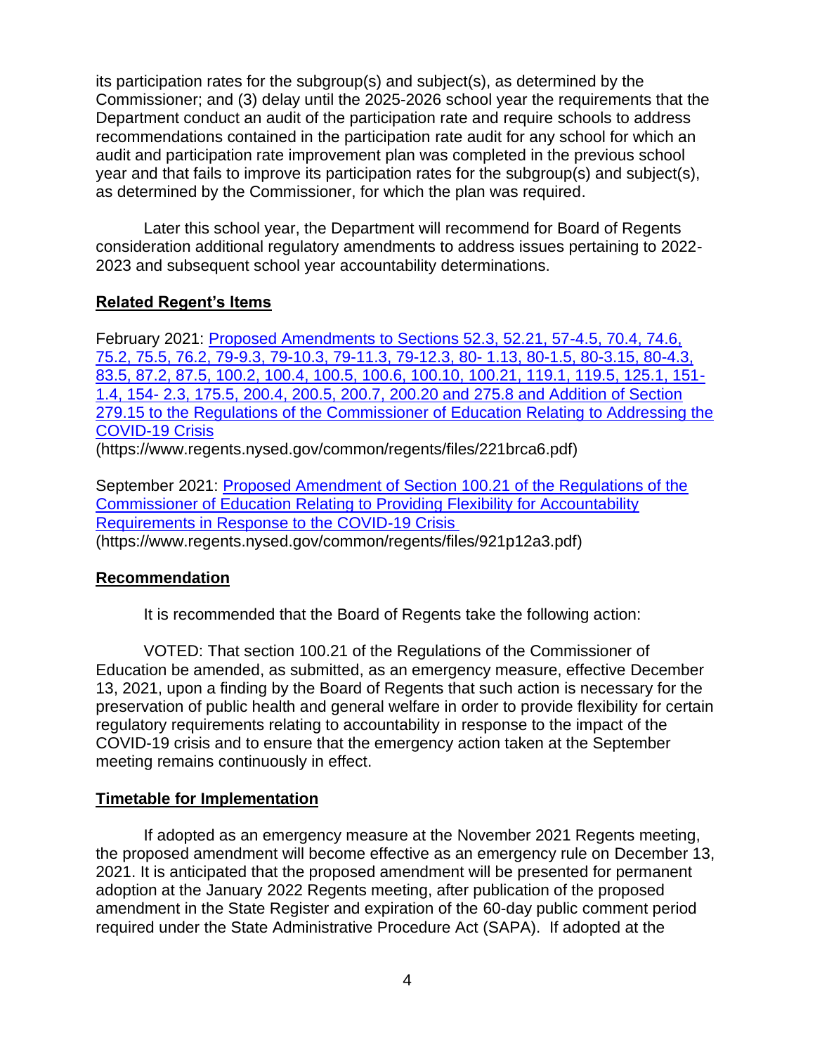its participation rates for the subgroup(s) and subject(s), as determined by the Commissioner; and (3) delay until the 2025-2026 school year the requirements that the Department conduct an audit of the participation rate and require schools to address recommendations contained in the participation rate audit for any school for which an audit and participation rate improvement plan was completed in the previous school year and that fails to improve its participation rates for the subgroup(s) and subject(s), as determined by the Commissioner, for which the plan was required.

Later this school year, the Department will recommend for Board of Regents consideration additional regulatory amendments to address issues pertaining to 2022-2023 and subsequent school year accountability determinations.

## Related Regent's Items

February 2021: [Proposed Amendments to Sections 52.3, 52.21, 57-4.5, 70.4, 74.6, 75.2, 75.5, 76.2, 79-9.3, 79-10.3, 79-11.3, 79-12.3, 80- 1.13, 80-1.5, 80-3.15, 80-4.3, 83.5, 87.2, 87.5, 100.2, 100.4, 100.5, 100.6, 100.10, 100.21, 119.1, 119.5, 125.1, 151-1.4, 154- 2.3, 175.5, 200.4, 200.5, 200.7, 200.20 and 275.8 and Addition of Section 279.15 to the Regulations of the Commissioner of Education Relating to Addressing the COVID-19 Crisis](https://www.regents.nysed.gov/common/regents/files/221brca6.pdf)
(https://www.regents.nysed.gov/common/regents/files/221brca6.pdf)

September 2021: [Proposed Amendment of Section 100.21 of the Regulations of the Commissioner of Education Relating to Providing Flexibility for Accountability Requirements in Response to the COVID-19 Crisis](https://www.regents.nysed.gov/common/regents/files/921p12a3.pdf)
(https://www.regents.nysed.gov/common/regents/files/921p12a3.pdf)

## Recommendation

It is recommended that the Board of Regents take the following action:

VOTED: That section 100.21 of the Regulations of the Commissioner of Education be amended, as submitted, as an emergency measure, effective December 13, 2021, upon a finding by the Board of Regents that such action is necessary for the preservation of public health and general welfare in order to provide flexibility for certain regulatory requirements relating to accountability in response to the impact of the COVID-19 crisis and to ensure that the emergency action taken at the September meeting remains continuously in effect.

## Timetable for Implementation

If adopted as an emergency measure at the November 2021 Regents meeting, the proposed amendment will become effective as an emergency rule on December 13, 2021. It is anticipated that the proposed amendment will be presented for permanent adoption at the January 2022 Regents meeting, after publication of the proposed amendment in the State Register and expiration of the 60-day public comment period required under the State Administrative Procedure Act (SAPA). If adopted at the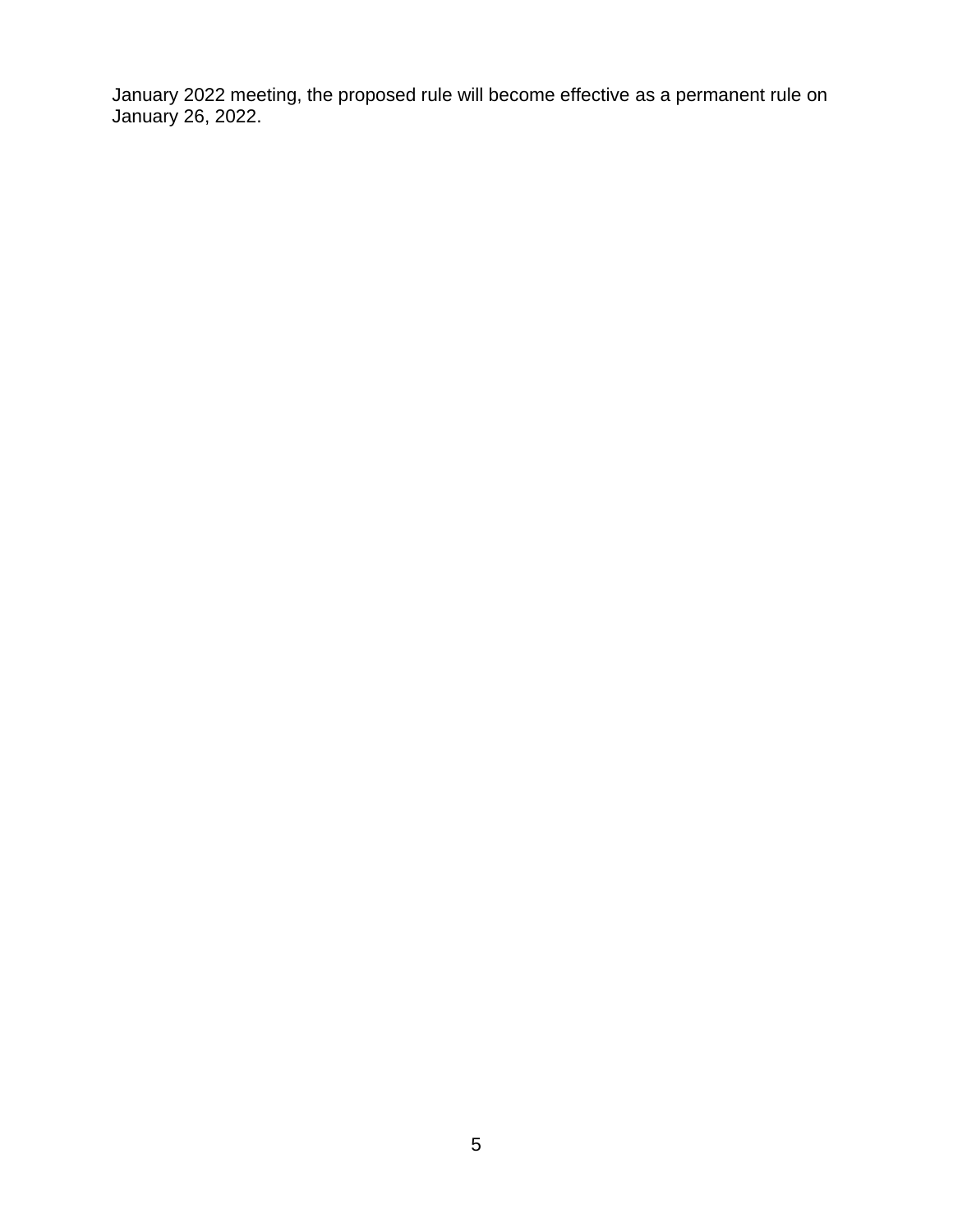January 2022 meeting, the proposed rule will become effective as a permanent rule on January 26, 2022.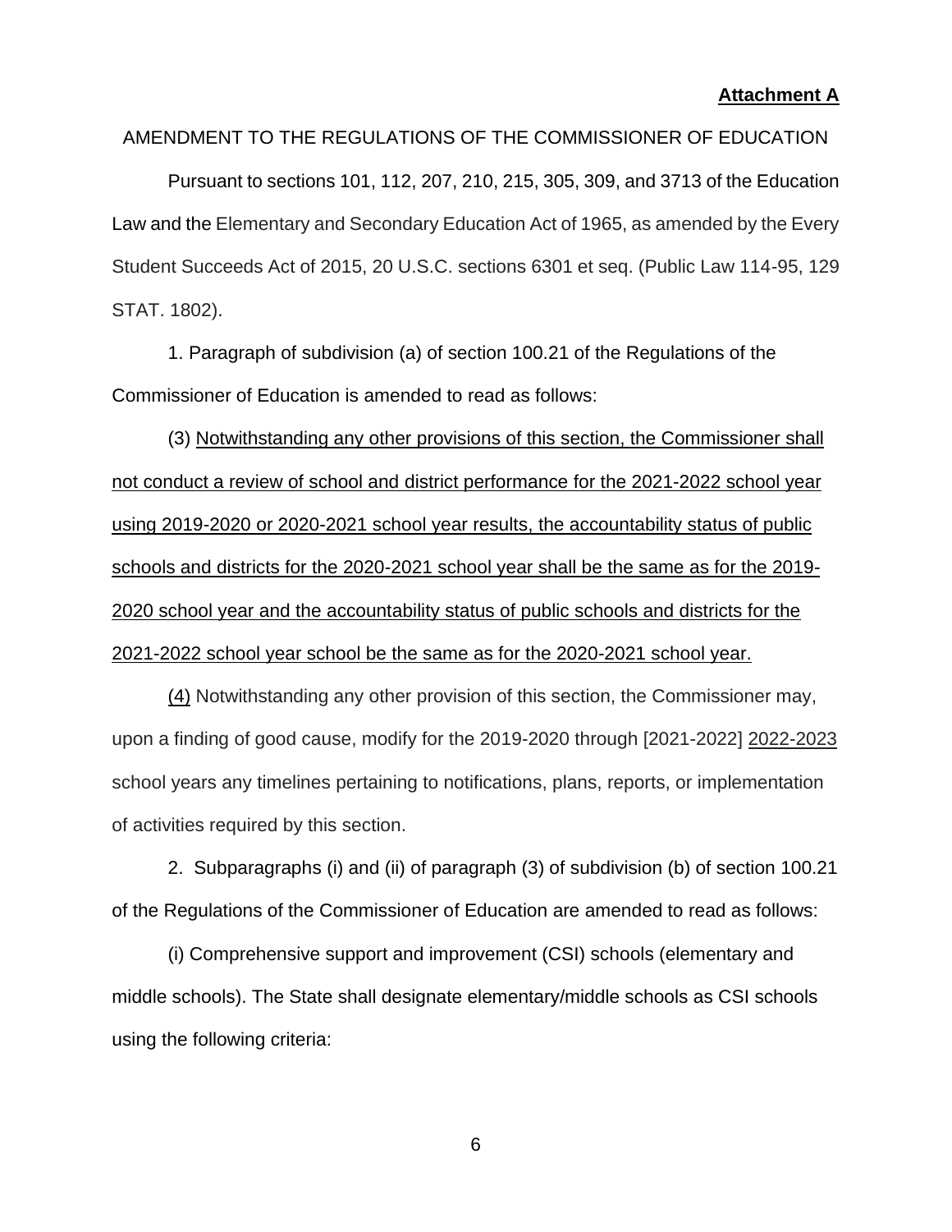**Attachment A**

AMENDMENT TO THE REGULATIONS OF THE COMMISSIONER OF EDUCATION

Pursuant to sections 101, 112, 207, 210, 215, 305, 309, and 3713 of the Education Law and the Elementary and Secondary Education Act of 1965, as amended by the Every Student Succeeds Act of 2015, 20 U.S.C. sections 6301 et seq. (Public Law 114-95, 129 STAT. 1802).

1. Paragraph of subdivision (a) of section 100.21 of the Regulations of the Commissioner of Education is amended to read as follows:

(3) <u>Notwithstanding any other provisions of this section, the Commissioner shall not conduct a review of school and district performance for the 2021-2022 school year using 2019-2020 or 2020-2021 school year results, the accountability status of public schools and districts for the 2020-2021 school year shall be the same as for the 2019-2020 school year and the accountability status of public schools and districts for the 2021-2022 school year school be the same as for the 2020-2021 school year.</u>

<u>(4)</u> Notwithstanding any other provision of this section, the Commissioner may, upon a finding of good cause, modify for the 2019-2020 through [2021-2022] <u>2022-2023</u> school years any timelines pertaining to notifications, plans, reports, or implementation of activities required by this section.

2. Subparagraphs (i) and (ii) of paragraph (3) of subdivision (b) of section 100.21 of the Regulations of the Commissioner of Education are amended to read as follows:

(i) Comprehensive support and improvement (CSI) schools (elementary and middle schools). The State shall designate elementary/middle schools as CSI schools using the following criteria: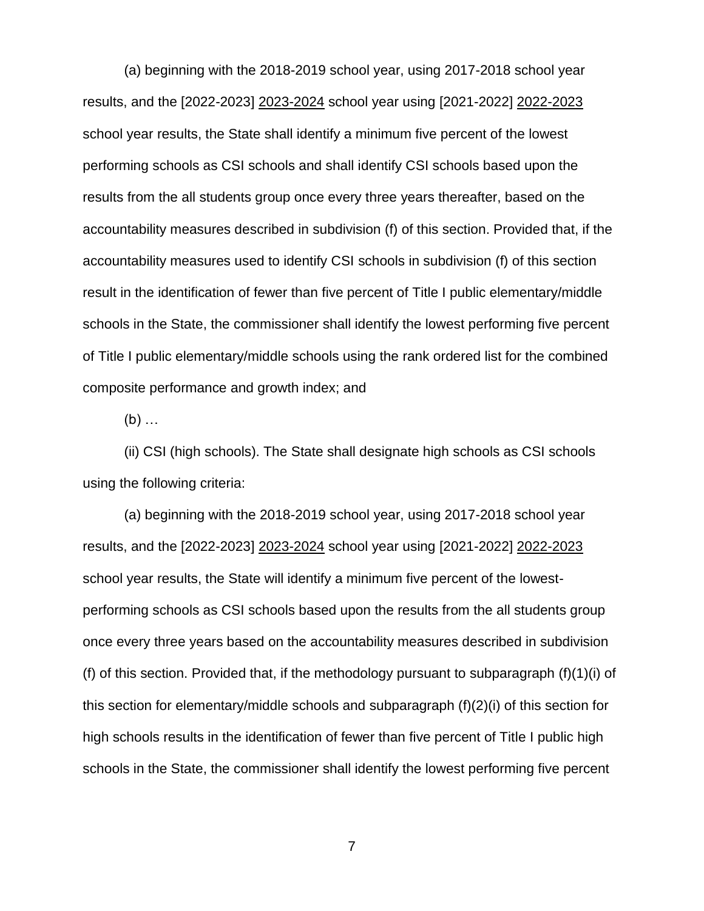(a) beginning with the 2018-2019 school year, using 2017-2018 school year results, and the [2022-2023] <u>2023-2024</u> school year using [2021-2022] <u>2022-2023</u> school year results, the State shall identify a minimum five percent of the lowest performing schools as CSI schools and shall identify CSI schools based upon the results from the all students group once every three years thereafter, based on the accountability measures described in subdivision (f) of this section. Provided that, if the accountability measures used to identify CSI schools in subdivision (f) of this section result in the identification of fewer than five percent of Title I public elementary/middle schools in the State, the commissioner shall identify the lowest performing five percent of Title I public elementary/middle schools using the rank ordered list for the combined composite performance and growth index; and

(b) …

(ii) CSI (high schools). The State shall designate high schools as CSI schools using the following criteria:

(a) beginning with the 2018-2019 school year, using 2017-2018 school year results, and the [2022-2023] <u>2023-2024</u> school year using [2021-2022] <u>2022-2023</u> school year results, the State will identify a minimum five percent of the lowest-performing schools as CSI schools based upon the results from the all students group once every three years based on the accountability measures described in subdivision (f) of this section. Provided that, if the methodology pursuant to subparagraph (f)(1)(i) of this section for elementary/middle schools and subparagraph (f)(2)(i) of this section for high schools results in the identification of fewer than five percent of Title I public high schools in the State, the commissioner shall identify the lowest performing five percent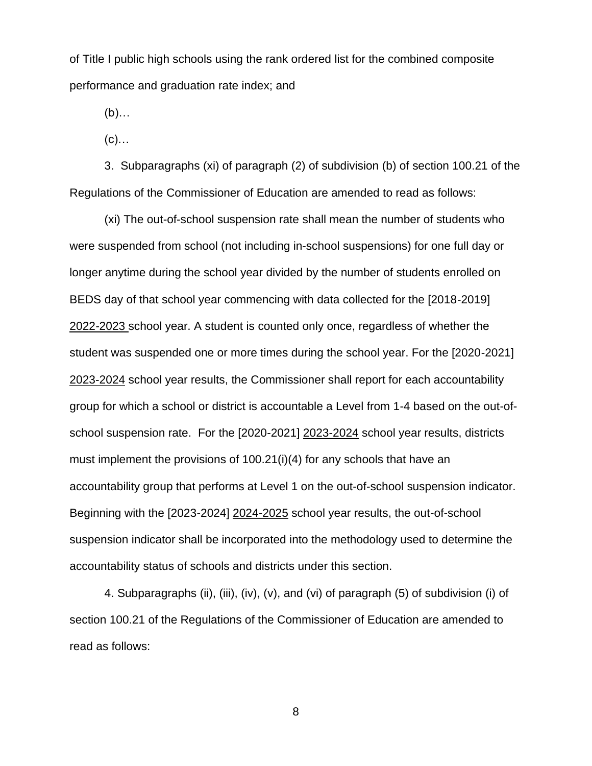of Title I public high schools using the rank ordered list for the combined composite performance and graduation rate index; and

(b)…

(c)…

3. Subparagraphs (xi) of paragraph (2) of subdivision (b) of section 100.21 of the Regulations of the Commissioner of Education are amended to read as follows:

(xi) The out-of-school suspension rate shall mean the number of students who were suspended from school (not including in-school suspensions) for one full day or longer anytime during the school year divided by the number of students enrolled on BEDS day of that school year commencing with data collected for the [2018-2019] <u>2022-2023</u> school year. A student is counted only once, regardless of whether the student was suspended one or more times during the school year. For the [2020-2021] <u>2023-2024</u> school year results, the Commissioner shall report for each accountability group for which a school or district is accountable a Level from 1-4 based on the out-of-school suspension rate. For the [2020-2021] <u>2023-2024</u> school year results, districts must implement the provisions of 100.21(i)(4) for any schools that have an accountability group that performs at Level 1 on the out-of-school suspension indicator. Beginning with the [2023-2024] <u>2024-2025</u> school year results, the out-of-school suspension indicator shall be incorporated into the methodology used to determine the accountability status of schools and districts under this section.

4. Subparagraphs (ii), (iii), (iv), (v), and (vi) of paragraph (5) of subdivision (i) of section 100.21 of the Regulations of the Commissioner of Education are amended to read as follows: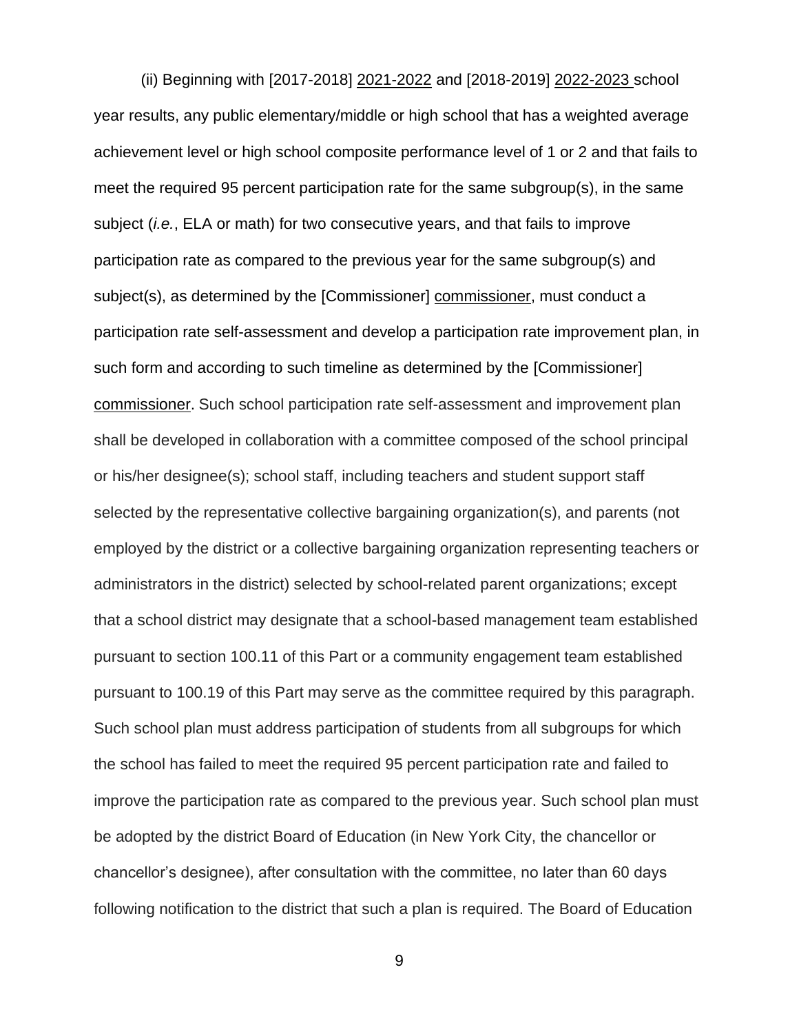(ii) Beginning with [2017-2018] <u>2021-2022</u> and [2018-2019] <u>2022-2023</u> school year results, any public elementary/middle or high school that has a weighted average achievement level or high school composite performance level of 1 or 2 and that fails to meet the required 95 percent participation rate for the same subgroup(s), in the same subject (*i.e.*, ELA or math) for two consecutive years, and that fails to improve participation rate as compared to the previous year for the same subgroup(s) and subject(s), as determined by the [Commissioner] <u>commissioner</u>, must conduct a participation rate self-assessment and develop a participation rate improvement plan, in such form and according to such timeline as determined by the [Commissioner] <u>commissioner</u>. Such school participation rate self-assessment and improvement plan shall be developed in collaboration with a committee composed of the school principal or his/her designee(s); school staff, including teachers and student support staff selected by the representative collective bargaining organization(s), and parents (not employed by the district or a collective bargaining organization representing teachers or administrators in the district) selected by school-related parent organizations; except that a school district may designate that a school-based management team established pursuant to section 100.11 of this Part or a community engagement team established pursuant to 100.19 of this Part may serve as the committee required by this paragraph. Such school plan must address participation of students from all subgroups for which the school has failed to meet the required 95 percent participation rate and failed to improve the participation rate as compared to the previous year. Such school plan must be adopted by the district Board of Education (in New York City, the chancellor or chancellor's designee), after consultation with the committee, no later than 60 days following notification to the district that such a plan is required. The Board of Education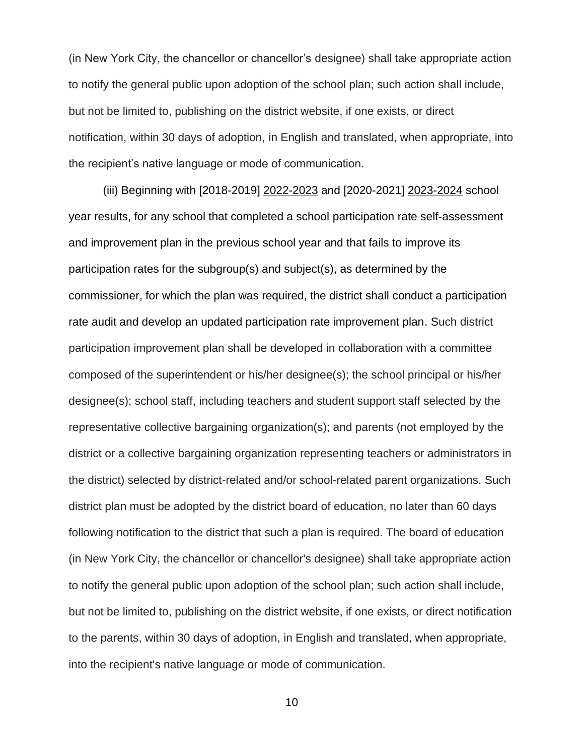(in New York City, the chancellor or chancellor's designee) shall take appropriate action to notify the general public upon adoption of the school plan; such action shall include, but not be limited to, publishing on the district website, if one exists, or direct notification, within 30 days of adoption, in English and translated, when appropriate, into the recipient's native language or mode of communication.

(iii) Beginning with [2018-2019] <u>2022-2023</u> and [2020-2021] <u>2023-2024</u> school year results, for any school that completed a school participation rate self-assessment and improvement plan in the previous school year and that fails to improve its participation rates for the subgroup(s) and subject(s), as determined by the commissioner, for which the plan was required, the district shall conduct a participation rate audit and develop an updated participation rate improvement plan. Such district participation improvement plan shall be developed in collaboration with a committee composed of the superintendent or his/her designee(s); the school principal or his/her designee(s); school staff, including teachers and student support staff selected by the representative collective bargaining organization(s); and parents (not employed by the district or a collective bargaining organization representing teachers or administrators in the district) selected by district-related and/or school-related parent organizations. Such district plan must be adopted by the district board of education, no later than 60 days following notification to the district that such a plan is required. The board of education (in New York City, the chancellor or chancellor's designee) shall take appropriate action to notify the general public upon adoption of the school plan; such action shall include, but not be limited to, publishing on the district website, if one exists, or direct notification to the parents, within 30 days of adoption, in English and translated, when appropriate, into the recipient's native language or mode of communication.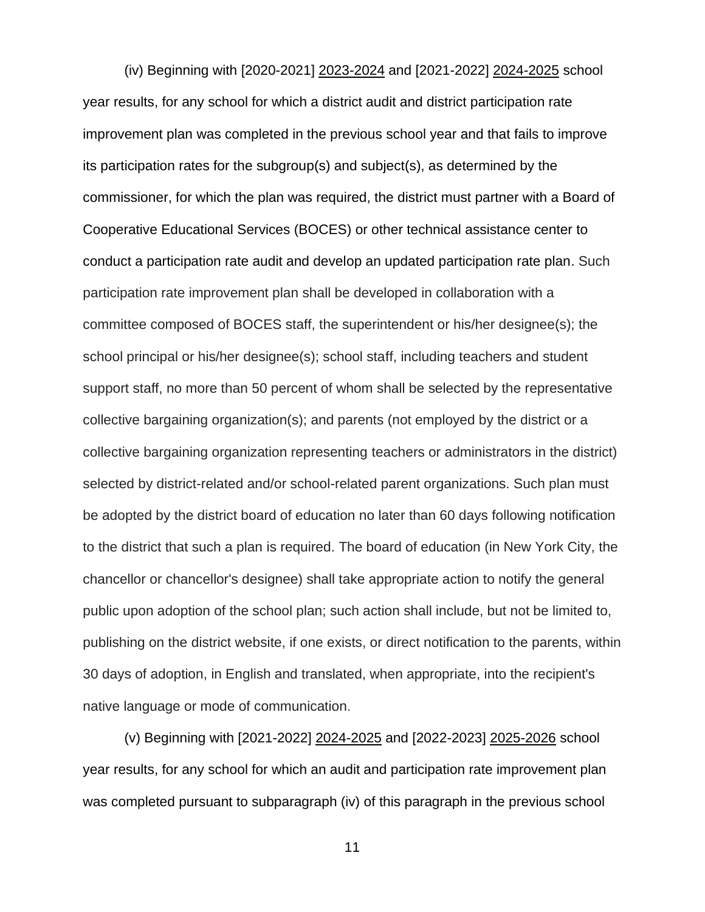(iv) Beginning with [2020-2021] <u>2023-2024</u> and [2021-2022] <u>2024-2025</u> school year results, for any school for which a district audit and district participation rate improvement plan was completed in the previous school year and that fails to improve its participation rates for the subgroup(s) and subject(s), as determined by the commissioner, for which the plan was required, the district must partner with a Board of Cooperative Educational Services (BOCES) or other technical assistance center to conduct a participation rate audit and develop an updated participation rate plan. Such participation rate improvement plan shall be developed in collaboration with a committee composed of BOCES staff, the superintendent or his/her designee(s); the school principal or his/her designee(s); school staff, including teachers and student support staff, no more than 50 percent of whom shall be selected by the representative collective bargaining organization(s); and parents (not employed by the district or a collective bargaining organization representing teachers or administrators in the district) selected by district-related and/or school-related parent organizations. Such plan must be adopted by the district board of education no later than 60 days following notification to the district that such a plan is required. The board of education (in New York City, the chancellor or chancellor's designee) shall take appropriate action to notify the general public upon adoption of the school plan; such action shall include, but not be limited to, publishing on the district website, if one exists, or direct notification to the parents, within 30 days of adoption, in English and translated, when appropriate, into the recipient's native language or mode of communication.

(v) Beginning with [2021-2022] <u>2024-2025</u> and [2022-2023] <u>2025-2026</u> school year results, for any school for which an audit and participation rate improvement plan was completed pursuant to subparagraph (iv) of this paragraph in the previous school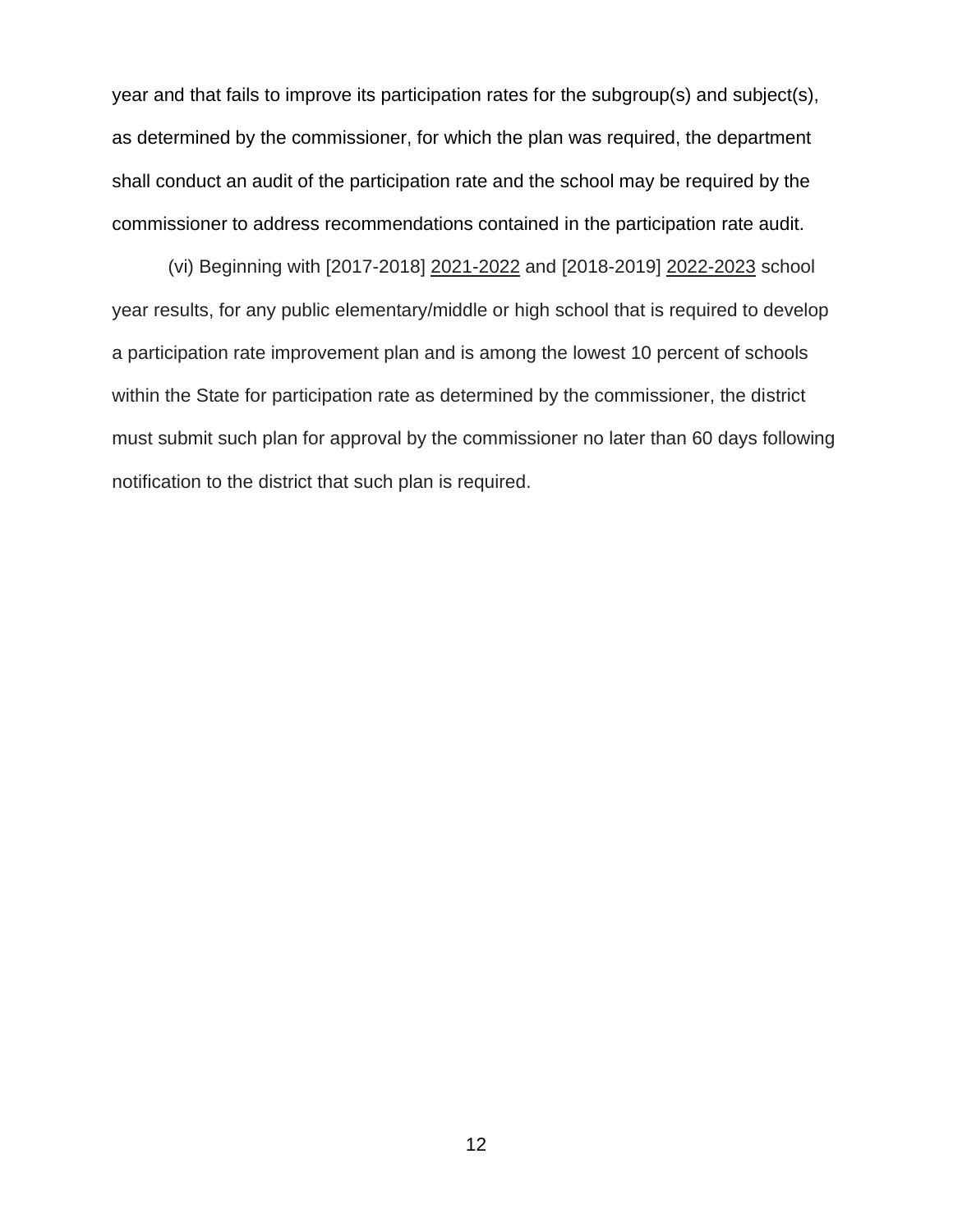year and that fails to improve its participation rates for the subgroup(s) and subject(s), as determined by the commissioner, for which the plan was required, the department shall conduct an audit of the participation rate and the school may be required by the commissioner to address recommendations contained in the participation rate audit.

(vi) Beginning with [2017-2018] <u>2021-2022</u> and [2018-2019] <u>2022-2023</u> school year results, for any public elementary/middle or high school that is required to develop a participation rate improvement plan and is among the lowest 10 percent of schools within the State for participation rate as determined by the commissioner, the district must submit such plan for approval by the commissioner no later than 60 days following notification to the district that such plan is required.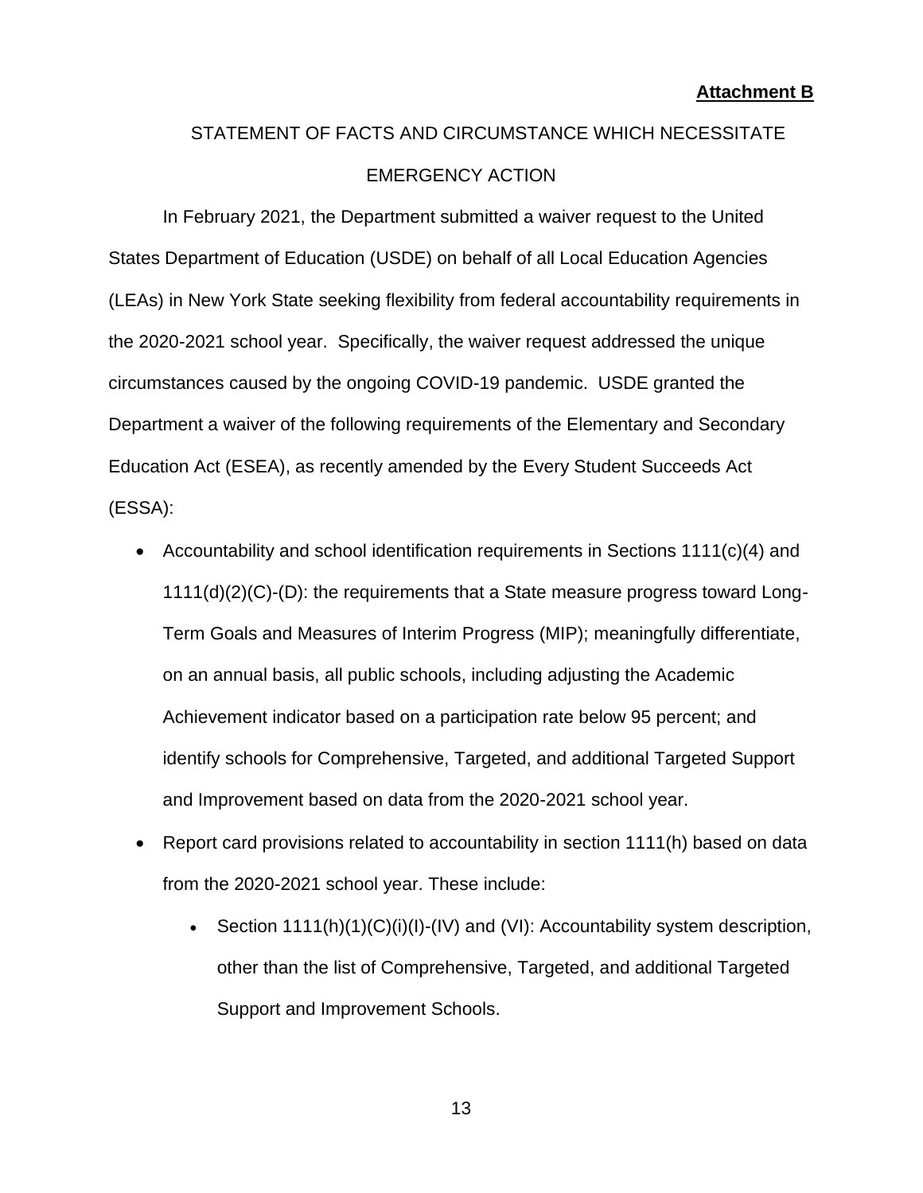**Attachment B**

STATEMENT OF FACTS AND CIRCUMSTANCE WHICH NECESSITATE EMERGENCY ACTION

In February 2021, the Department submitted a waiver request to the United States Department of Education (USDE) on behalf of all Local Education Agencies (LEAs) in New York State seeking flexibility from federal accountability requirements in the 2020-2021 school year. Specifically, the waiver request addressed the unique circumstances caused by the ongoing COVID-19 pandemic. USDE granted the Department a waiver of the following requirements of the Elementary and Secondary Education Act (ESEA), as recently amended by the Every Student Succeeds Act (ESSA):

- Accountability and school identification requirements in Sections 1111(c)(4) and 1111(d)(2)(C)-(D): the requirements that a State measure progress toward Long-Term Goals and Measures of Interim Progress (MIP); meaningfully differentiate, on an annual basis, all public schools, including adjusting the Academic Achievement indicator based on a participation rate below 95 percent; and identify schools for Comprehensive, Targeted, and additional Targeted Support and Improvement based on data from the 2020-2021 school year.
- Report card provisions related to accountability in section 1111(h) based on data from the 2020-2021 school year. These include:
  - Section 1111(h)(1)(C)(i)(I)-(IV) and (VI): Accountability system description, other than the list of Comprehensive, Targeted, and additional Targeted Support and Improvement Schools.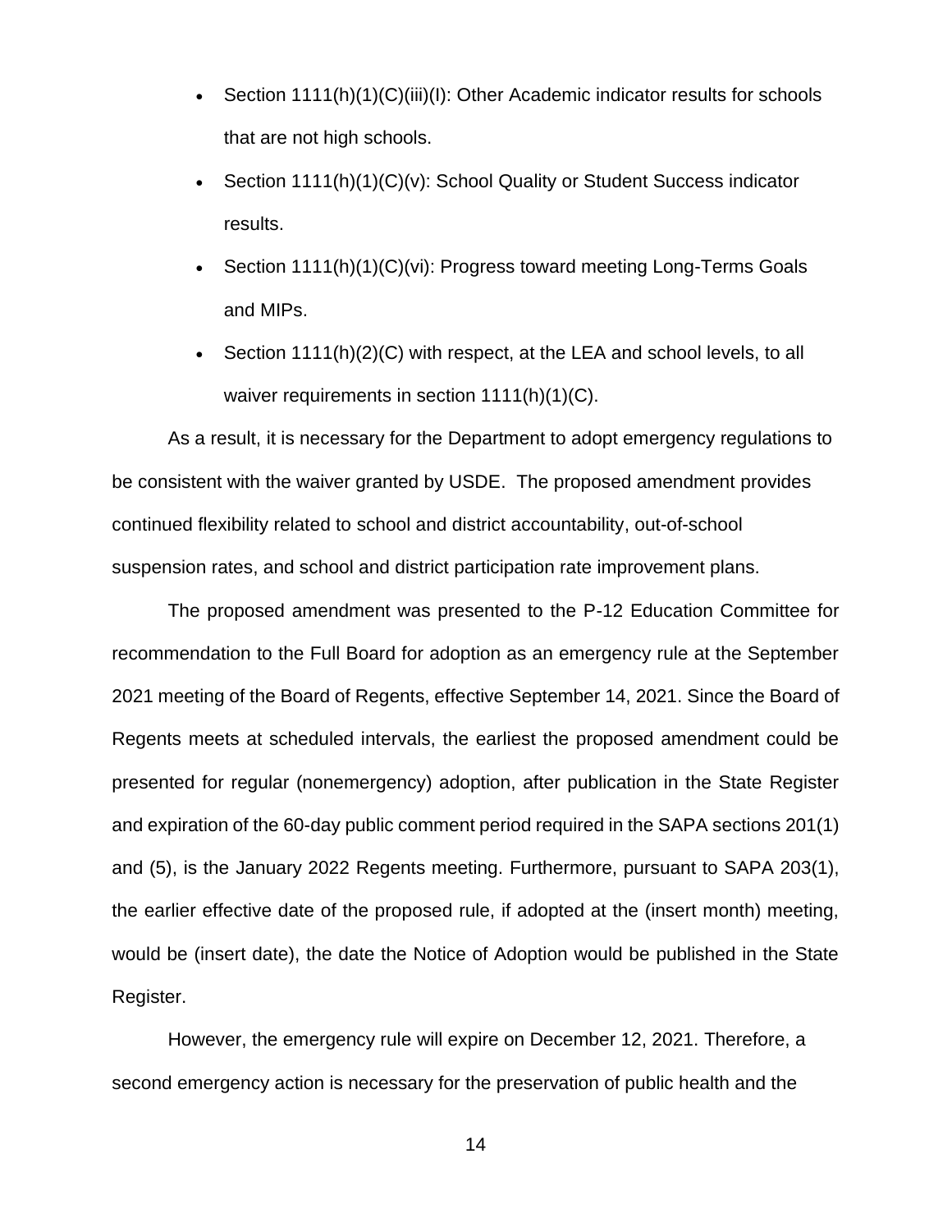- Section 1111(h)(1)(C)(iii)(I): Other Academic indicator results for schools that are not high schools.
- Section 1111(h)(1)(C)(v): School Quality or Student Success indicator results.
- Section 1111(h)(1)(C)(vi): Progress toward meeting Long-Terms Goals and MIPs.
- Section 1111(h)(2)(C) with respect, at the LEA and school levels, to all waiver requirements in section 1111(h)(1)(C).

As a result, it is necessary for the Department to adopt emergency regulations to be consistent with the waiver granted by USDE. The proposed amendment provides continued flexibility related to school and district accountability, out-of-school suspension rates, and school and district participation rate improvement plans.

The proposed amendment was presented to the P-12 Education Committee for recommendation to the Full Board for adoption as an emergency rule at the September 2021 meeting of the Board of Regents, effective September 14, 2021. Since the Board of Regents meets at scheduled intervals, the earliest the proposed amendment could be presented for regular (nonemergency) adoption, after publication in the State Register and expiration of the 60-day public comment period required in the SAPA sections 201(1) and (5), is the January 2022 Regents meeting. Furthermore, pursuant to SAPA 203(1), the earlier effective date of the proposed rule, if adopted at the (insert month) meeting, would be (insert date), the date the Notice of Adoption would be published in the State Register.

However, the emergency rule will expire on December 12, 2021. Therefore, a second emergency action is necessary for the preservation of public health and the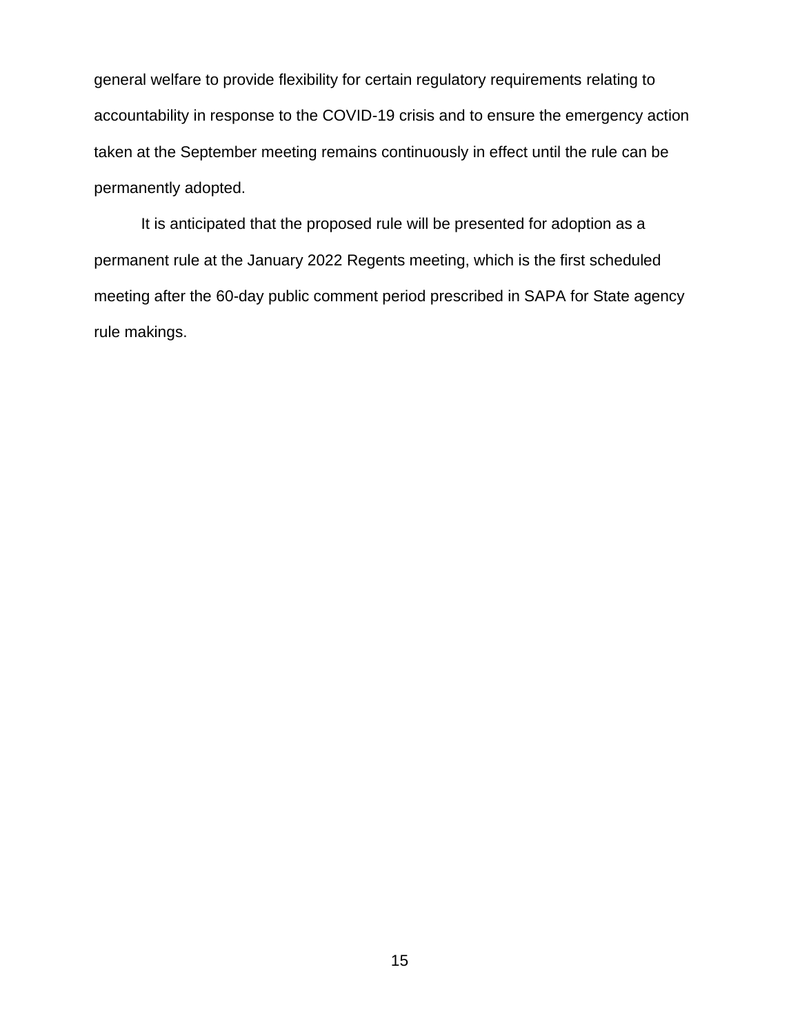general welfare to provide flexibility for certain regulatory requirements relating to accountability in response to the COVID-19 crisis and to ensure the emergency action taken at the September meeting remains continuously in effect until the rule can be permanently adopted.

It is anticipated that the proposed rule will be presented for adoption as a permanent rule at the January 2022 Regents meeting, which is the first scheduled meeting after the 60-day public comment period prescribed in SAPA for State agency rule makings.